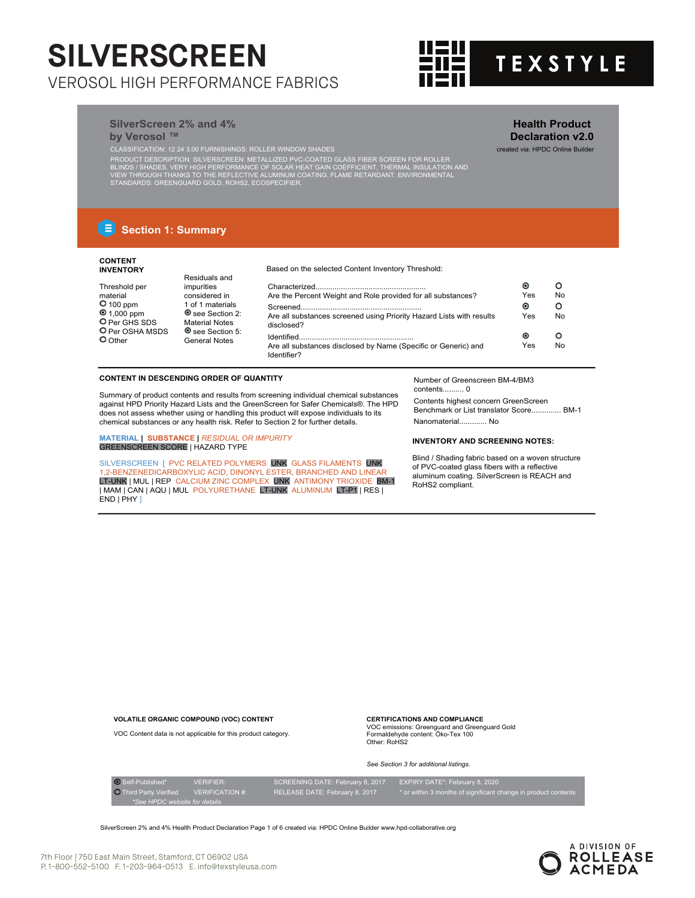# SILVERSCREEN

VEROSOL HIGH PERFORMANCE FABRICS

TEXSTYLE

## SilverScreen 2% and 4% by Verosol ™

**Health Product Declaration v2.0**

created via: HPDC Online Builder

CLASSIFICATION: 12 24 3.00 FURNISHINGS: ROLLER WINDOW SHADES

PRODUCT DESCRIPTION: SILVERSCREEN: METALLIZED PVC-COATED GLASS FIBER SCREEN FOR ROLLER BLINDS / SHADES. VERY HIGH PERFORMANCE OF SOLAR HEAT GAIN COEFFICIENT, THERMAL INSULATION AND VIEW THROUGH THANKS TO THE REFLECTIVE ALUMINUM COATING. FLAME RETARDANT. ENVIRONMENTAL STANDARDS: GREENGUARD GOLD, ROHS2, ECOSPECIFIER.

## Section 1: Summary

**CONTENT INVENTORY**

Threshold per material
- ○ 100 ppm
- ◉ 1,000 ppm
- ○ Per GHS SDS
- ○ Per OSHA MSDS
- ○ Other

Residuals and impurities considered in 1 of 1 materials
- ◉ see Section 2: Material Notes
- ◉ see Section 5: General Notes

Based on the selected Content Inventory Threshold:

| | Yes | No |
|---|---|---|
| Characterized... Are the Percent Weight and Role provided for all substances? | ◉ | ○ |
| Screened... Are all substances screened using Priority Hazard Lists with results disclosed? | ◉ | ○ |
| Identified... Are all substances disclosed by Name (Specific or Generic) and Identifier? | ◉ | ○ |

**CONTENT IN DESCENDING ORDER OF QUANTITY**

Summary of product contents and results from screening individual chemical substances against HPD Priority Hazard Lists and the GreenScreen for Safer Chemicals®. The HPD does not assess whether using or handling this product will expose individuals to its chemical substances or any health risk. Refer to Section 2 for further details.

MATERIAL | SUBSTANCE | *RESIDUAL OR IMPURITY*
GREENSCREEN SCORE | HAZARD TYPE

SILVERSCREEN [ PVC RELATED POLYMERS UNK GLASS FILAMENTS UNK 1,2-BENZENEDICARBOXYLIC ACID, DINONYL ESTER, BRANCHED AND LINEAR LT-UNK | MUL | REP CALCIUM ZINC COMPLEX UNK ANTIMONY TRIOXIDE BM-1 | MAM | CAN | AQU | MUL POLYURETHANE LT-UNK ALUMINUM LT-P1 | RES | END | PHY ]

Number of Greenscreen BM-4/BM3 contents.......... 0

Contents highest concern GreenScreen Benchmark or List translator Score.............. BM-1

Nanomaterial............. No

**INVENTORY AND SCREENING NOTES:**

Blind / Shading fabric based on a woven structure of PVC-coated glass fibers with a reflective aluminum coating. SilverScreen is REACH and RoHS2 compliant.

**VOLATILE ORGANIC COMPOUND (VOC) CONTENT**

VOC Content data is not applicable for this product category.

**CERTIFICATIONS AND COMPLIANCE**

VOC emissions: Greenguard and Greenguard Gold
Formaldehyde content: Öko-Tex 100
Other: RoHS2

*See Section 3 for additional listings.*

| | | | |
|---|---|---|---|
| ◉ Self-Published* | VERIFIER: | SCREENING DATE: February 8, 2017 | EXPIRY DATE*: February 8, 2020 |
| ○ Third Party Verified | VERIFICATION #: | RELEASE DATE: February 8, 2017 | * or within 3 months of significant change in product contents |

*See HPDC website for details

SilverScreen 2% and 4% Health Product Declaration Page 1 of 6 created via: HPDC Online Builder www.hpd-collaborative.org

7th Floor | 750 East Main Street, Stamford, CT 06902 USA
P. 1-800-552-5100 F. 1-203-964-0513 E. info@texstyleusa.com

A DIVISION OF ROLLEASE ACMEDA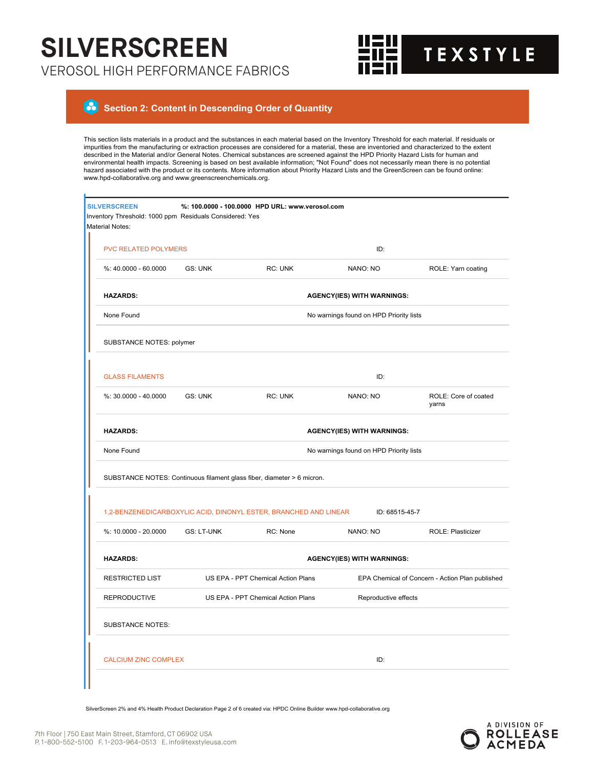# SILVERSCREEN

VEROSOL HIGH PERFORMANCE FABRICS

TEXSTYLE

## Section 2: Content in Descending Order of Quantity

This section lists materials in a product and the substances in each material based on the Inventory Threshold for each material. If residuals or impurities from the manufacturing or extraction processes are considered for a material, these are inventoried and characterized to the extent described in the Material and/or General Notes. Chemical substances are screened against the HPD Priority Hazard Lists for human and environmental health impacts. Screening is based on best available information; "Not Found" does not necessarily mean there is no potential hazard associated with the product or its contents. More information about Priority Hazard Lists and the GreenScreen can be found online: www.hpd-collaborative.org and www.greenscreenchemicals.org.

**SILVERSCREEN** **%: 100.0000 - 100.0000 HPD URL: www.verosol.com**

Inventory Threshold: 1000 ppm Residuals Considered: Yes

Material Notes:

**PVC RELATED POLYMERS** ID:

| %: 40.0000 - 60.0000 | GS: UNK | RC: UNK | NANO: NO | ROLE: Yarn coating |
|---|---|---|---|---|

| HAZARDS: | AGENCY(IES) WITH WARNINGS: |
|---|---|
| None Found | No warnings found on HPD Priority lists |

SUBSTANCE NOTES: polymer

**GLASS FILAMENTS** ID:

| %: 30.0000 - 40.0000 | GS: UNK | RC: UNK | NANO: NO | ROLE: Core of coated yarns |
|---|---|---|---|---|

| HAZARDS: | AGENCY(IES) WITH WARNINGS: |
|---|---|
| None Found | No warnings found on HPD Priority lists |

SUBSTANCE NOTES: Continuous filament glass fiber, diameter > 6 micron.

**1,2-BENZENEDICARBOXYLIC ACID, DINONYL ESTER, BRANCHED AND LINEAR** ID: 68515-45-7

| %: 10.0000 - 20.0000 | GS: LT-UNK | RC: None | NANO: NO | ROLE: Plasticizer |
|---|---|---|---|---|

| HAZARDS: | | AGENCY(IES) WITH WARNINGS: |
|---|---|---|
| RESTRICTED LIST | US EPA - PPT Chemical Action Plans | EPA Chemical of Concern - Action Plan published |
| REPRODUCTIVE | US EPA - PPT Chemical Action Plans | Reproductive effects |

SUBSTANCE NOTES:

**CALCIUM ZINC COMPLEX** ID:

SilverScreen 2% and 4% Health Product Declaration Page 2 of 6 created via: HPDC Online Builder www.hpd-collaborative.org

7th Floor | 750 East Main Street, Stamford, CT 06902 USA
P. 1-800-552-5100 F. 1-203-964-0513 E. info@texstyleusa.com

A DIVISION OF ROLLEASE ACMEDA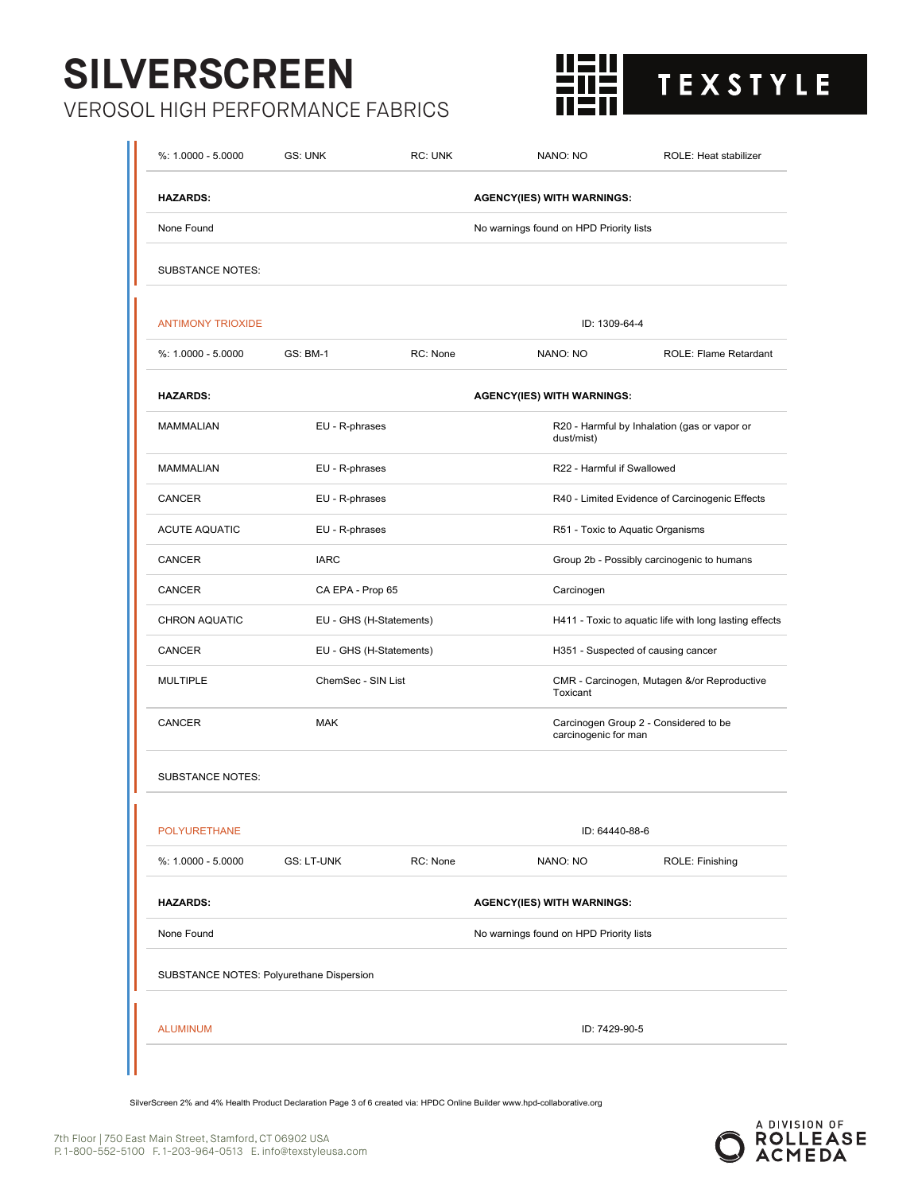| %: 1.0000 - 5.0000 | GS: UNK | RC: UNK | NANO: NO | ROLE: Heat stabilizer |
|---|---|---|---|---|

| HAZARDS: | AGENCY(IES) WITH WARNINGS: |
|---|---|
| None Found | No warnings found on HPD Priority lists |

SUBSTANCE NOTES:

## ANTIMONY TRIOXIDE

ID: 1309-64-4

| %: 1.0000 - 5.0000 | GS: BM-1 | RC: None | NANO: NO | ROLE: Flame Retardant |
|---|---|---|---|---|

| HAZARDS: | AGENCY(IES) WITH WARNINGS: | |
|---|---|---|
| MAMMALIAN | EU - R-phrases | R20 - Harmful by Inhalation (gas or vapor or dust/mist) |
| MAMMALIAN | EU - R-phrases | R22 - Harmful if Swallowed |
| CANCER | EU - R-phrases | R40 - Limited Evidence of Carcinogenic Effects |
| ACUTE AQUATIC | EU - R-phrases | R51 - Toxic to Aquatic Organisms |
| CANCER | IARC | Group 2b - Possibly carcinogenic to humans |
| CANCER | CA EPA - Prop 65 | Carcinogen |
| CHRON AQUATIC | EU - GHS (H-Statements) | H411 - Toxic to aquatic life with long lasting effects |
| CANCER | EU - GHS (H-Statements) | H351 - Suspected of causing cancer |
| MULTIPLE | ChemSec - SIN List | CMR - Carcinogen, Mutagen &/or Reproductive Toxicant |
| CANCER | MAK | Carcinogen Group 2 - Considered to be carcinogenic for man |

SUBSTANCE NOTES:

## POLYURETHANE

ID: 64440-88-6

| %: 1.0000 - 5.0000 | GS: LT-UNK | RC: None | NANO: NO | ROLE: Finishing |
|---|---|---|---|---|

| HAZARDS: | AGENCY(IES) WITH WARNINGS: |
|---|---|
| None Found | No warnings found on HPD Priority lists |

SUBSTANCE NOTES: Polyurethane Dispersion

## ALUMINUM

ID: 7429-90-5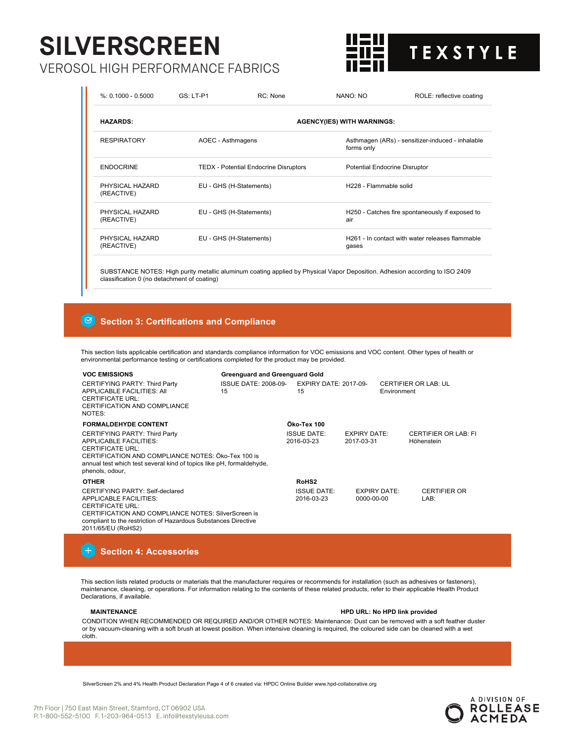| %: 0.1000 - 0.5000 | GS: LT-P1 | RC: None | NANO: NO | ROLE: reflective coating |
|---|---|---|---|---|

| HAZARDS: | AGENCY(IES) WITH WARNINGS: | |
|---|---|---|
| RESPIRATORY | AOEC - Asthmagens | Asthmagen (ARs) - sensitizer-induced - inhalable forms only |
| ENDOCRINE | TEDX - Potential Endocrine Disruptors | Potential Endocrine Disruptor |
| PHYSICAL HAZARD (REACTIVE) | EU - GHS (H-Statements) | H228 - Flammable solid |
| PHYSICAL HAZARD (REACTIVE) | EU - GHS (H-Statements) | H250 - Catches fire spontaneously if exposed to air |
| PHYSICAL HAZARD (REACTIVE) | EU - GHS (H-Statements) | H261 - In contact with water releases flammable gases |

SUBSTANCE NOTES: High purity metallic aluminum coating applied by Physical Vapor Deposition. Adhesion according to ISO 2409 classification 0 (no detachment of coating)

## Section 3: Certifications and Compliance

This section lists applicable certification and standards compliance information for VOC emissions and VOC content. Other types of health or environmental performance testing or certifications completed for the product may be provided.

**VOC EMISSIONS** — **Greenguard and Greenguard Gold**

CERTIFYING PARTY: Third Party
APPLICABLE FACILITIES: All
CERTIFICATE URL:
CERTIFICATION AND COMPLIANCE NOTES:

ISSUE DATE: 2008-09-15 | EXPIRY DATE: 2017-09-15 | CERTIFIER OR LAB: UL Environment

**FORMALDEHYDE CONTENT** — **Öko-Tex 100**

CERTIFYING PARTY: Third Party
APPLICABLE FACILITIES:
CERTIFICATE URL:
CERTIFICATION AND COMPLIANCE NOTES: Öko-Tex 100 is annual test which test several kind of topics like pH, formaldehyde, phenols, odour,

ISSUE DATE: 2016-03-23 | EXPIRY DATE: 2017-03-31 | CERTIFIER OR LAB: FI Höhenstein

**OTHER** — **RoHS2**

CERTIFYING PARTY: Self-declared
APPLICABLE FACILITIES:
CERTIFICATE URL:
CERTIFICATION AND COMPLIANCE NOTES: SilverScreen is compliant to the restriction of Hazardous Substances Directive 2011/65/EU (RoHS2)

ISSUE DATE: 2016-03-23 | EXPIRY DATE: 0000-00-00 | CERTIFIER OR LAB:

## Section 4: Accessories

This section lists related products or materials that the manufacturer requires or recommends for installation (such as adhesives or fasteners), maintenance, cleaning, or operations. For information relating to the contents of these related products, refer to their applicable Health Product Declarations, if available.

**MAINTENANCE** — **HPD URL: No HPD link provided**

CONDITION WHEN RECOMMENDED OR REQUIRED AND/OR OTHER NOTES: Maintenance: Dust can be removed with a soft feather duster or by vacuum-cleaning with a soft brush at lowest position. When intensive cleaning is required, the coloured side can be cleaned with a wet cloth.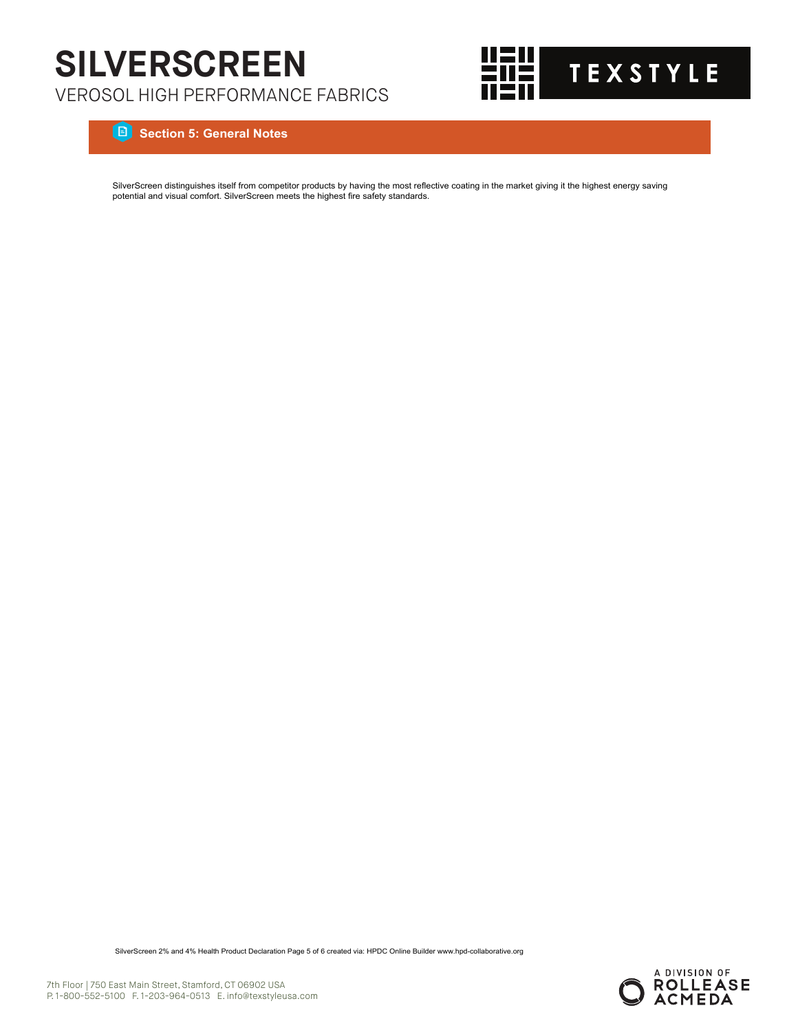## Section 5: General Notes

SilverScreen distinguishes itself from competitor products by having the most reflective coating in the market giving it the highest energy saving potential and visual comfort. SilverScreen meets the highest fire safety standards.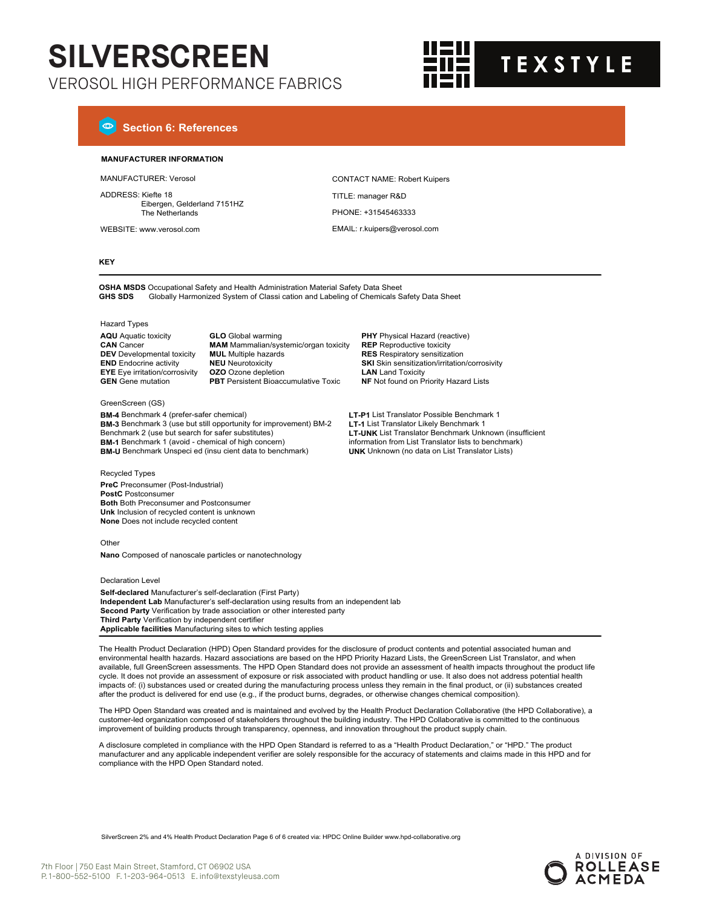# SILVERSCREEN

VEROSOL HIGH PERFORMANCE FABRICS

TEXSTYLE

## Section 6: References

**MANUFACTURER INFORMATION**

MANUFACTURER: Verosol

ADDRESS: Kiefte 18
Eibergen, Gelderland 7151HZ
The Netherlands

WEBSITE: www.verosol.com

CONTACT NAME: Robert Kuipers

TITLE: manager R&D

PHONE: +31545463333

EMAIL: r.kuipers@verosol.com

**KEY**

**OSHA MSDS** Occupational Safety and Health Administration Material Safety Data Sheet
**GHS SDS** Globally Harmonized System of Classi cation and Labeling of Chemicals Safety Data Sheet

Hazard Types

**AQU** Aquatic toxicity
**CAN** Cancer
**DEV** Developmental toxicity
**END** Endocrine activity
**EYE** Eye irritation/corrosivity
**GEN** Gene mutation
**GLO** Global warming
**MAM** Mammalian/systemic/organ toxicity
**MUL** Multiple hazards
**NEU** Neurotoxicity
**OZO** Ozone depletion
**PBT** Persistent Bioaccumulative Toxic
**PHY** Physical Hazard (reactive)
**REP** Reproductive toxicity
**RES** Respiratory sensitization
**SKI** Skin sensitization/irritation/corrosivity
**LAN** Land Toxicity
**NF** Not found on Priority Hazard Lists

GreenScreen (GS)

**BM-4** Benchmark 4 (prefer-safer chemical)
**BM-3** Benchmark 3 (use but still opportunity for improvement) BM-2 Benchmark 2 (use but search for safer substitutes)
**BM-1** Benchmark 1 (avoid - chemical of high concern)
**BM-U** Benchmark Unspeci ed (insu cient data to benchmark)
**LT-P1** List Translator Possible Benchmark 1
**LT-1** List Translator Likely Benchmark 1
**LT-UNK** List Translator Benchmark Unknown (insufficient information from List Translator lists to benchmark)
**UNK** Unknown (no data on List Translator Lists)

Recycled Types

**PreC** Preconsumer (Post-Industrial)
**PostC** Postconsumer
**Both** Both Preconsumer and Postconsumer
**Unk** Inclusion of recycled content is unknown
**None** Does not include recycled content

Other

**Nano** Composed of nanoscale particles or nanotechnology

Declaration Level

**Self-declared** Manufacturer's self-declaration (First Party)
**Independent Lab** Manufacturer's self-declaration using results from an independent lab
**Second Party** Verification by trade association or other interested party
**Third Party** Verification by independent certifier
**Applicable facilities** Manufacturing sites to which testing applies

The Health Product Declaration (HPD) Open Standard provides for the disclosure of product contents and potential associated human and environmental health hazards. Hazard associations are based on the HPD Priority Hazard Lists, the GreenScreen List Translator, and when available, full GreenScreen assessments. The HPD Open Standard does not provide an assessment of health impacts throughout the product life cycle. It does not provide an assessment of exposure or risk associated with product handling or use. It also does not address potential health impacts of: (i) substances used or created during the manufacturing process unless they remain in the final product, or (ii) substances created after the product is delivered for end use (e.g., if the product burns, degrades, or otherwise changes chemical composition).

The HPD Open Standard was created and is maintained and evolved by the Health Product Declaration Collaborative (the HPD Collaborative), a customer-led organization composed of stakeholders throughout the building industry. The HPD Collaborative is committed to the continuous improvement of building products through transparency, openness, and innovation throughout the product supply chain.

A disclosure completed in compliance with the HPD Open Standard is referred to as a "Health Product Declaration," or "HPD." The product manufacturer and any applicable independent verifier are solely responsible for the accuracy of statements and claims made in this HPD and for compliance with the HPD Open Standard noted.

SilverScreen 2% and 4% Health Product Declaration Page 6 of 6 created via: HPDC Online Builder www.hpd-collaborative.org

7th Floor | 750 East Main Street, Stamford, CT 06902 USA
P. 1-800-552-5100 F. 1-203-964-0513 E. info@texstyleusa.com

A DIVISION OF ROLLEASE ACMEDA